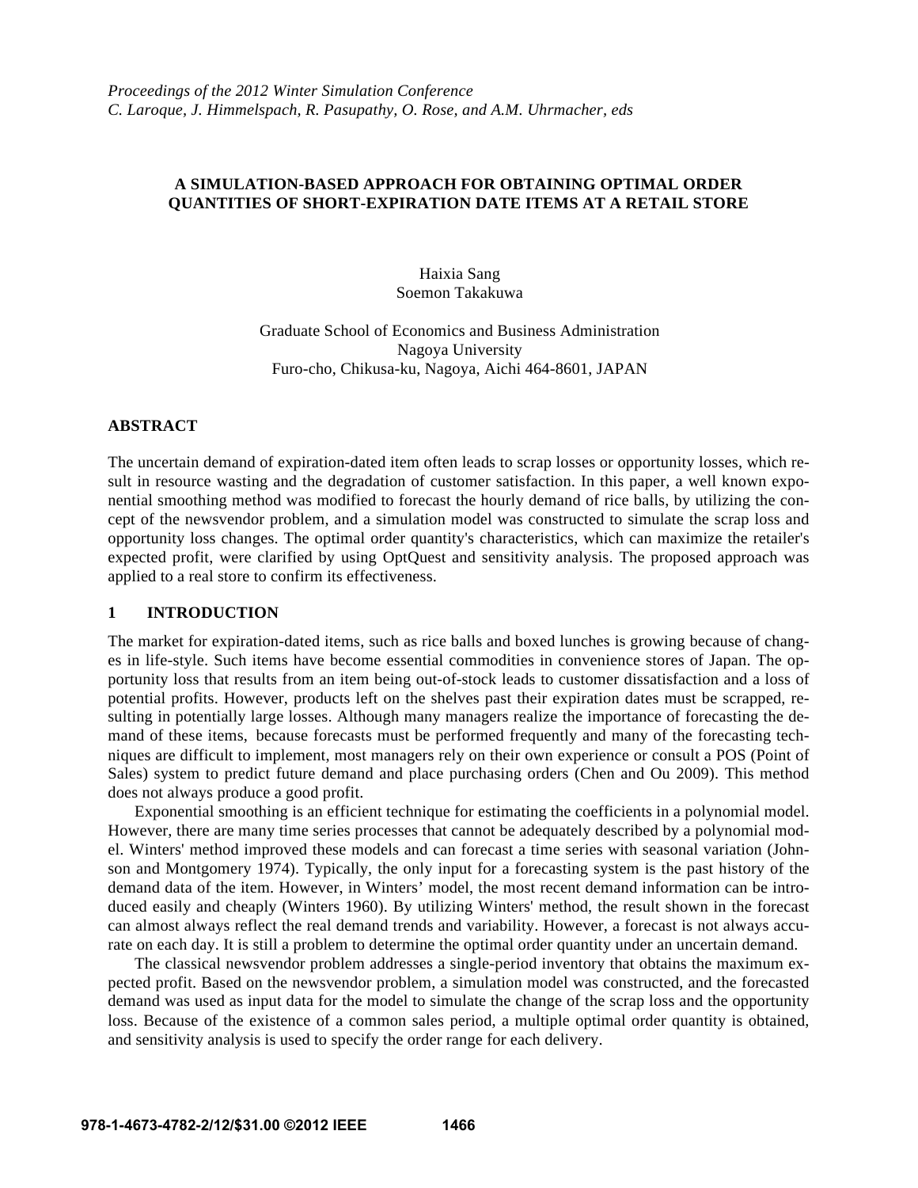*Proceedings of the 2012 Winter Simulation Conference*
*C. Laroque, J. Himmelspach, R. Pasupathy, O. Rose, and A.M. Uhrmacher, eds*

# A SIMULATION-BASED APPROACH FOR OBTAINING OPTIMAL ORDER QUANTITIES OF SHORT-EXPIRATION DATE ITEMS AT A RETAIL STORE

Haixia Sang
Soemon Takakuwa

Graduate School of Economics and Business Administration
Nagoya University
Furo-cho, Chikusa-ku, Nagoya, Aichi 464-8601, JAPAN

## ABSTRACT

The uncertain demand of expiration-dated item often leads to scrap losses or opportunity losses, which result in resource wasting and the degradation of customer satisfaction. In this paper, a well known exponential smoothing method was modified to forecast the hourly demand of rice balls, by utilizing the concept of the newsvendor problem, and a simulation model was constructed to simulate the scrap loss and opportunity loss changes. The optimal order quantity's characteristics, which can maximize the retailer's expected profit, were clarified by using OptQuest and sensitivity analysis. The proposed approach was applied to a real store to confirm its effectiveness.

## 1 INTRODUCTION

The market for expiration-dated items, such as rice balls and boxed lunches is growing because of changes in life-style. Such items have become essential commodities in convenience stores of Japan. The opportunity loss that results from an item being out-of-stock leads to customer dissatisfaction and a loss of potential profits. However, products left on the shelves past their expiration dates must be scrapped, resulting in potentially large losses. Although many managers realize the importance of forecasting the demand of these items, because forecasts must be performed frequently and many of the forecasting techniques are difficult to implement, most managers rely on their own experience or consult a POS (Point of Sales) system to predict future demand and place purchasing orders (Chen and Ou 2009). This method does not always produce a good profit.

Exponential smoothing is an efficient technique for estimating the coefficients in a polynomial model. However, there are many time series processes that cannot be adequately described by a polynomial model. Winters' method improved these models and can forecast a time series with seasonal variation (Johnson and Montgomery 1974). Typically, the only input for a forecasting system is the past history of the demand data of the item. However, in Winters' model, the most recent demand information can be introduced easily and cheaply (Winters 1960). By utilizing Winters' method, the result shown in the forecast can almost always reflect the real demand trends and variability. However, a forecast is not always accurate on each day. It is still a problem to determine the optimal order quantity under an uncertain demand.

The classical newsvendor problem addresses a single-period inventory that obtains the maximum expected profit. Based on the newsvendor problem, a simulation model was constructed, and the forecasted demand was used as input data for the model to simulate the change of the scrap loss and the opportunity loss. Because of the existence of a common sales period, a multiple optimal order quantity is obtained, and sensitivity analysis is used to specify the order range for each delivery.

978-1-4673-4782-2/12/$31.00 ©2012 IEEE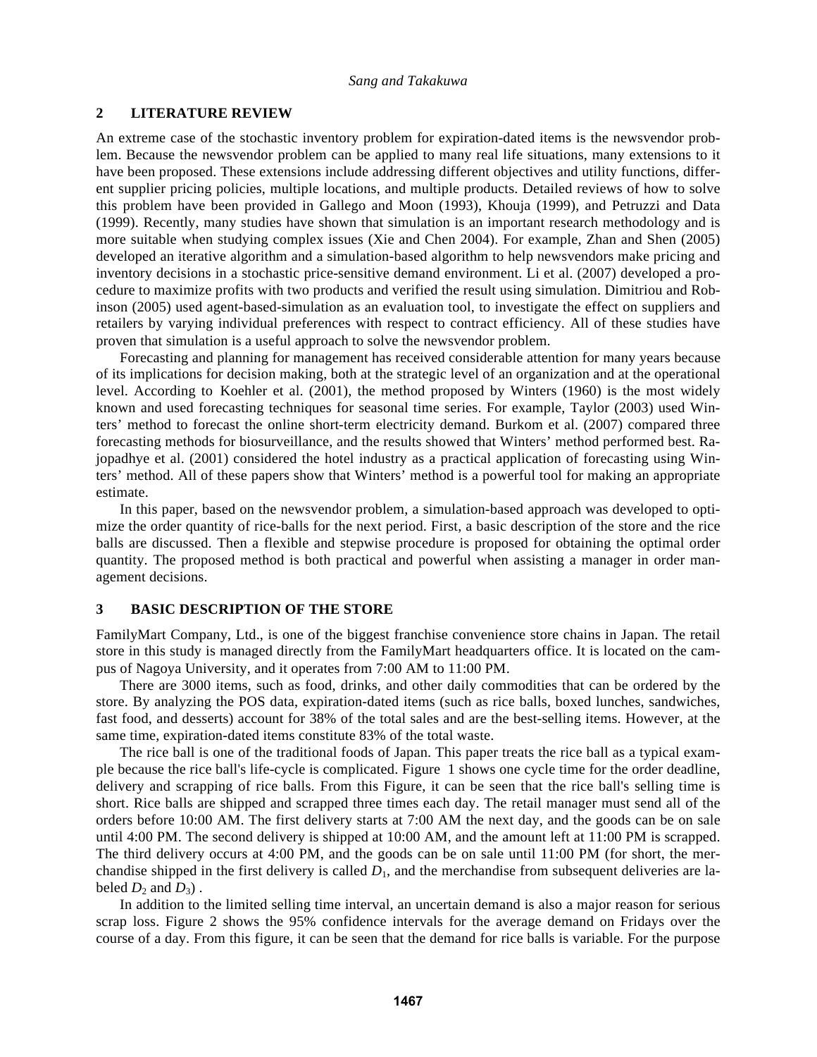## 2 LITERATURE REVIEW

An extreme case of the stochastic inventory problem for expiration-dated items is the newsvendor problem. Because the newsvendor problem can be applied to many real life situations, many extensions to it have been proposed. These extensions include addressing different objectives and utility functions, different supplier pricing policies, multiple locations, and multiple products. Detailed reviews of how to solve this problem have been provided in Gallego and Moon (1993), Khouja (1999), and Petruzzi and Data (1999). Recently, many studies have shown that simulation is an important research methodology and is more suitable when studying complex issues (Xie and Chen 2004). For example, Zhan and Shen (2005) developed an iterative algorithm and a simulation-based algorithm to help newsvendors make pricing and inventory decisions in a stochastic price-sensitive demand environment. Li et al. (2007) developed a procedure to maximize profits with two products and verified the result using simulation. Dimitriou and Robinson (2005) used agent-based-simulation as an evaluation tool, to investigate the effect on suppliers and retailers by varying individual preferences with respect to contract efficiency. All of these studies have proven that simulation is a useful approach to solve the newsvendor problem.

Forecasting and planning for management has received considerable attention for many years because of its implications for decision making, both at the strategic level of an organization and at the operational level. According to Koehler et al. (2001), the method proposed by Winters (1960) is the most widely known and used forecasting techniques for seasonal time series. For example, Taylor (2003) used Winters' method to forecast the online short-term electricity demand. Burkom et al. (2007) compared three forecasting methods for biosurveillance, and the results showed that Winters' method performed best. Rajopadhye et al. (2001) considered the hotel industry as a practical application of forecasting using Winters' method. All of these papers show that Winters' method is a powerful tool for making an appropriate estimate.

In this paper, based on the newsvendor problem, a simulation-based approach was developed to optimize the order quantity of rice-balls for the next period. First, a basic description of the store and the rice balls are discussed. Then a flexible and stepwise procedure is proposed for obtaining the optimal order quantity. The proposed method is both practical and powerful when assisting a manager in order management decisions.

## 3 BASIC DESCRIPTION OF THE STORE

FamilyMart Company, Ltd., is one of the biggest franchise convenience store chains in Japan. The retail store in this study is managed directly from the FamilyMart headquarters office. It is located on the campus of Nagoya University, and it operates from 7:00 AM to 11:00 PM.

There are 3000 items, such as food, drinks, and other daily commodities that can be ordered by the store. By analyzing the POS data, expiration-dated items (such as rice balls, boxed lunches, sandwiches, fast food, and desserts) account for 38% of the total sales and are the best-selling items. However, at the same time, expiration-dated items constitute 83% of the total waste.

The rice ball is one of the traditional foods of Japan. This paper treats the rice ball as a typical example because the rice ball's life-cycle is complicated. Figure 1 shows one cycle time for the order deadline, delivery and scrapping of rice balls. From this Figure, it can be seen that the rice ball's selling time is short. Rice balls are shipped and scrapped three times each day. The retail manager must send all of the orders before 10:00 AM. The first delivery starts at 7:00 AM the next day, and the goods can be on sale until 4:00 PM. The second delivery is shipped at 10:00 AM, and the amount left at 11:00 PM is scrapped. The third delivery occurs at 4:00 PM, and the goods can be on sale until 11:00 PM (for short, the merchandise shipped in the first delivery is called $D_1$, and the merchandise from subsequent deliveries are labeled $D_2$ and $D_3$) .

In addition to the limited selling time interval, an uncertain demand is also a major reason for serious scrap loss. Figure 2 shows the 95% confidence intervals for the average demand on Fridays over the course of a day. From this figure, it can be seen that the demand for rice balls is variable. For the purpose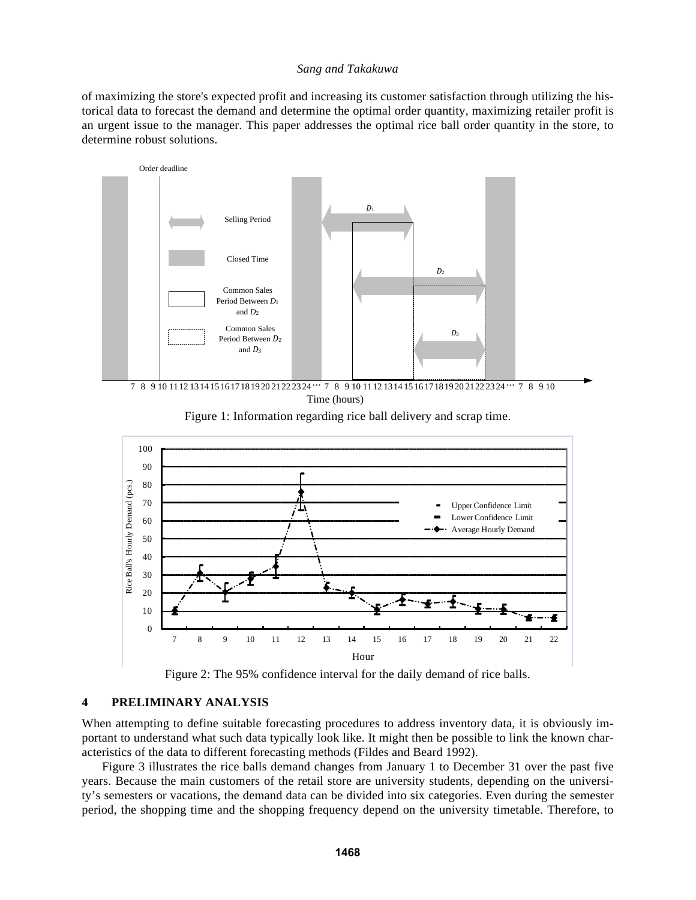of maximizing the store's expected profit and increasing its customer satisfaction through utilizing the historical data to forecast the demand and determine the optimal order quantity, maximizing retailer profit is an urgent issue to the manager. This paper addresses the optimal rice ball order quantity in the store, to determine robust solutions.

Figure 1: Information regarding rice ball delivery and scrap time.

Figure 2: The 95% confidence interval for the daily demand of rice balls.

## 4 PRELIMINARY ANALYSIS

When attempting to define suitable forecasting procedures to address inventory data, it is obviously important to understand what such data typically look like. It might then be possible to link the known characteristics of the data to different forecasting methods (Fildes and Beard 1992).

Figure 3 illustrates the rice balls demand changes from January 1 to December 31 over the past five years. Because the main customers of the retail store are university students, depending on the university's semesters or vacations, the demand data can be divided into six categories. Even during the semester period, the shopping time and the shopping frequency depend on the university timetable. Therefore, to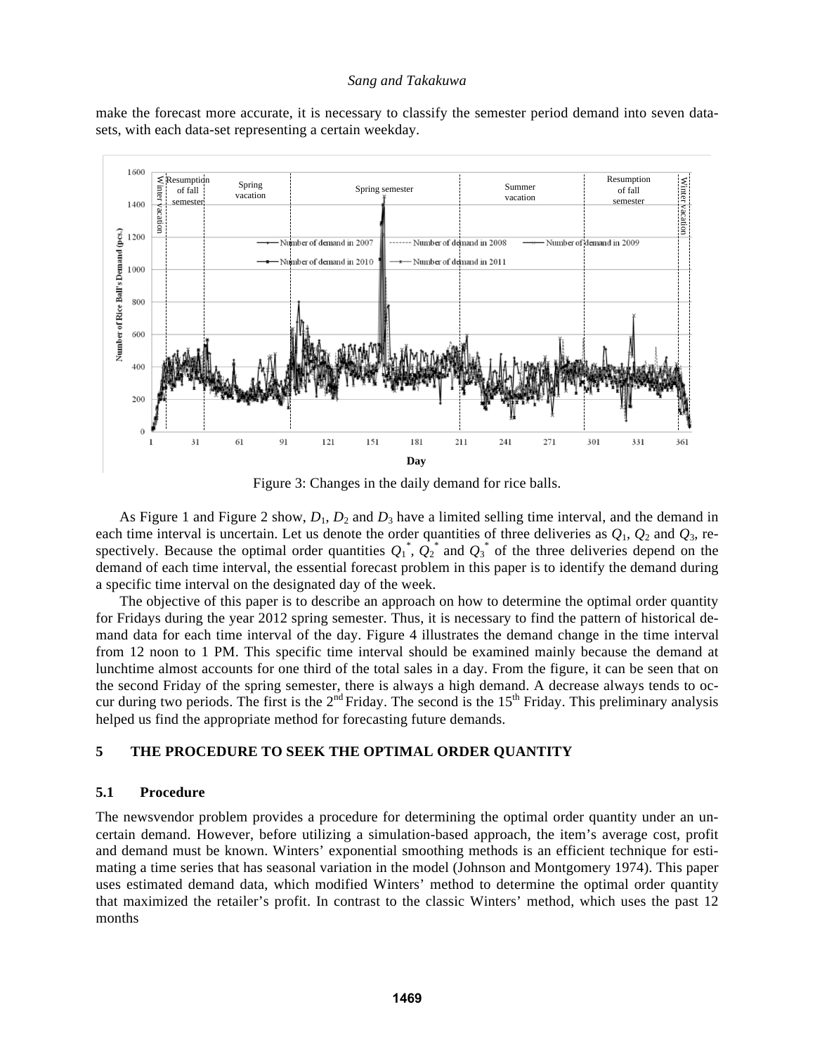make the forecast more accurate, it is necessary to classify the semester period demand into seven data-sets, with each data-set representing a certain weekday.

Figure 3: Changes in the daily demand for rice balls.

As Figure 1 and Figure 2 show, $D_1$, $D_2$ and $D_3$ have a limited selling time interval, and the demand in each time interval is uncertain. Let us denote the order quantities of three deliveries as $Q_1$, $Q_2$ and $Q_3$, respectively. Because the optimal order quantities $Q_1^*$, $Q_2^*$ and $Q_3^*$ of the three deliveries depend on the demand of each time interval, the essential forecast problem in this paper is to identify the demand during a specific time interval on the designated day of the week.

The objective of this paper is to describe an approach on how to determine the optimal order quantity for Fridays during the year 2012 spring semester. Thus, it is necessary to find the pattern of historical demand data for each time interval of the day. Figure 4 illustrates the demand change in the time interval from 12 noon to 1 PM. This specific time interval should be examined mainly because the demand at lunchtime almost accounts for one third of the total sales in a day. From the figure, it can be seen that on the second Friday of the spring semester, there is always a high demand. A decrease always tends to occur during two periods. The first is the 2nd Friday. The second is the 15th Friday. This preliminary analysis helped us find the appropriate method for forecasting future demands.

## 5 THE PROCEDURE TO SEEK THE OPTIMAL ORDER QUANTITY

### 5.1 Procedure

The newsvendor problem provides a procedure for determining the optimal order quantity under an uncertain demand. However, before utilizing a simulation-based approach, the item's average cost, profit and demand must be known. Winters' exponential smoothing methods is an efficient technique for estimating a time series that has seasonal variation in the model (Johnson and Montgomery 1974). This paper uses estimated demand data, which modified Winters' method to determine the optimal order quantity that maximized the retailer's profit. In contrast to the classic Winters' method, which uses the past 12 months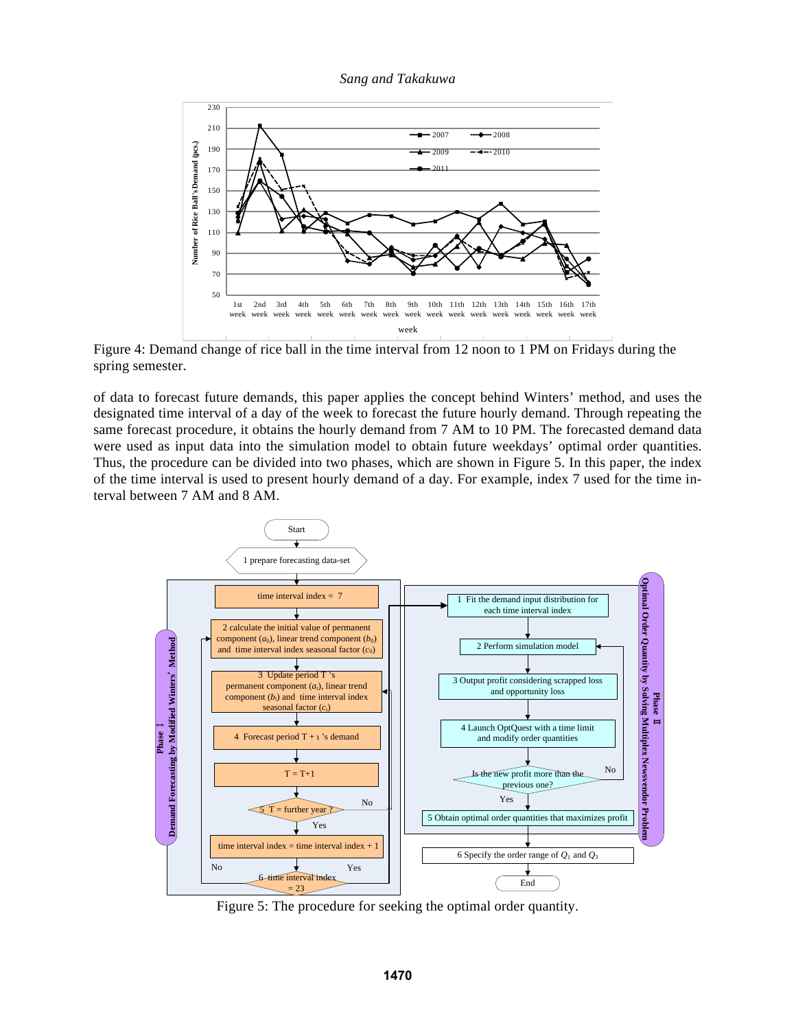Figure 4: Demand change of rice ball in the time interval from 12 noon to 1 PM on Fridays during the spring semester.

of data to forecast future demands, this paper applies the concept behind Winters' method, and uses the designated time interval of a day of the week to forecast the future hourly demand. Through repeating the same forecast procedure, it obtains the hourly demand from 7 AM to 10 PM. The forecasted demand data were used as input data into the simulation model to obtain future weekdays' optimal order quantities. Thus, the procedure can be divided into two phases, which are shown in Figure 5. In this paper, the index of the time interval is used to present hourly demand of a day. For example, index 7 used for the time interval between 7 AM and 8 AM.

Figure 5: The procedure for seeking the optimal order quantity.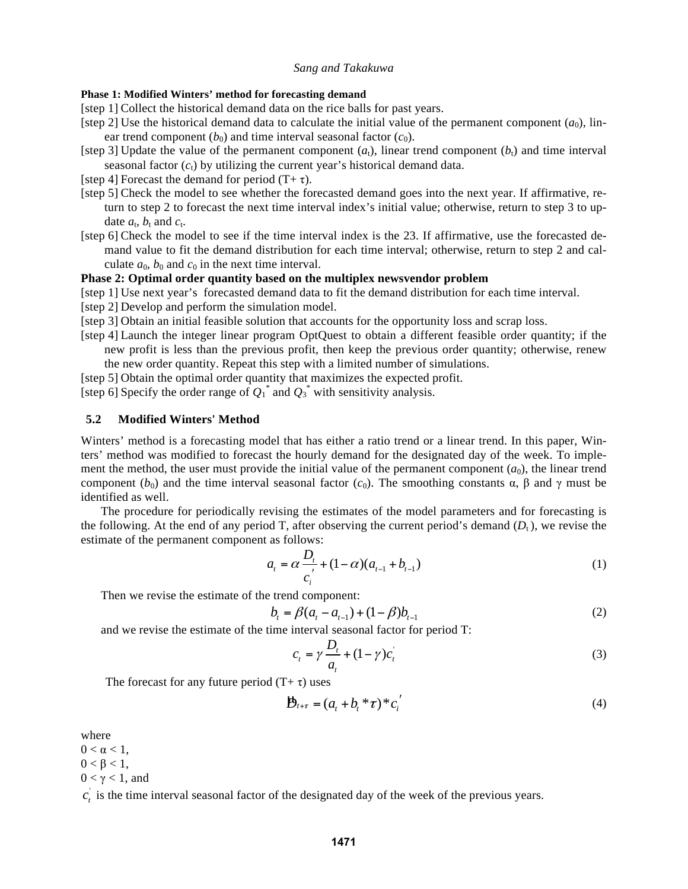**Phase 1: Modified Winters' method for forecasting demand**

[step 1] Collect the historical demand data on the rice balls for past years.

[step 2] Use the historical demand data to calculate the initial value of the permanent component ($a_0$), linear trend component ($b_0$) and time interval seasonal factor ($c_0$).

[step 3] Update the value of the permanent component ($a_t$), linear trend component ($b_t$) and time interval seasonal factor ($c_t$) by utilizing the current year's historical demand data.

[step 4] Forecast the demand for period (T+ τ).

[step 5] Check the model to see whether the forecasted demand goes into the next year. If affirmative, return to step 2 to forecast the next time interval index's initial value; otherwise, return to step 3 to update $a_t$, $b_t$ and $c_t$.

[step 6] Check the model to see if the time interval index is the 23. If affirmative, use the forecasted demand value to fit the demand distribution for each time interval; otherwise, return to step 2 and calculate $a_0$, $b_0$ and $c_0$ in the next time interval.

**Phase 2: Optimal order quantity based on the multiplex newsvendor problem**

[step 1] Use next year's forecasted demand data to fit the demand distribution for each time interval.

[step 2] Develop and perform the simulation model.

[step 3] Obtain an initial feasible solution that accounts for the opportunity loss and scrap loss.

[step 4] Launch the integer linear program OptQuest to obtain a different feasible order quantity; if the new profit is less than the previous profit, then keep the previous order quantity; otherwise, renew the new order quantity. Repeat this step with a limited number of simulations.

[step 5] Obtain the optimal order quantity that maximizes the expected profit.

[step 6] Specify the order range of $Q_1^*$ and $Q_3^*$ with sensitivity analysis.

## 5.2 Modified Winters' Method

Winters' method is a forecasting model that has either a ratio trend or a linear trend. In this paper, Winters' method was modified to forecast the hourly demand for the designated day of the week. To implement the method, the user must provide the initial value of the permanent component ($a_0$), the linear trend component ($b_0$) and the time interval seasonal factor ($c_0$). The smoothing constants α, β and γ must be identified as well.

The procedure for periodically revising the estimates of the model parameters and for forecasting is the following. At the end of any period T, after observing the current period's demand ($D_t$), we revise the estimate of the permanent component as follows:

$$a_t = \alpha \frac{D_t}{c_i'} + (1-\alpha)(a_{t-1} + b_{t-1}) \tag{1}$$

Then we revise the estimate of the trend component:

$$b_t = \beta(a_t - a_{t-1}) + (1-\beta)b_{t-1} \tag{2}$$

and we revise the estimate of the time interval seasonal factor for period T:

$$c_t = \gamma \frac{D_t}{a_t} + (1-\gamma)c_t' \tag{3}$$

The forecast for any future period (T+ τ) uses

$$\hat{D}_{t+\tau} = (a_t + b_t * \tau) * c_i' \tag{4}$$

where

$0 < \alpha < 1$,

$0 < \beta < 1$,

$0 < \gamma < 1$, and

$c_t'$ is the time interval seasonal factor of the designated day of the week of the previous years.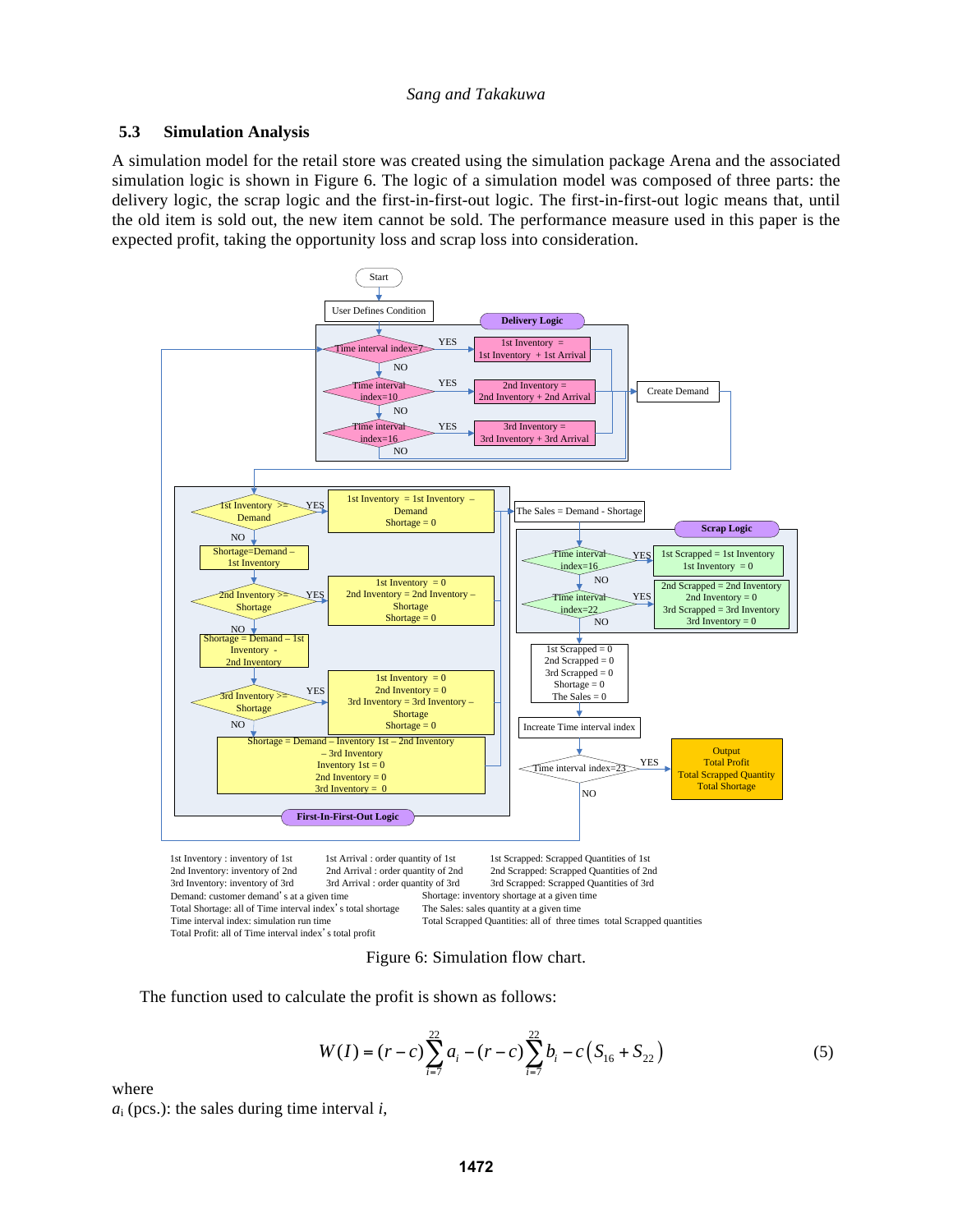### 5.3 Simulation Analysis

A simulation model for the retail store was created using the simulation package Arena and the associated simulation logic is shown in Figure 6. The logic of a simulation model was composed of three parts: the delivery logic, the scrap logic and the first-in-first-out logic. The first-in-first-out logic means that, until the old item is sold out, the new item cannot be sold. The performance measure used in this paper is the expected profit, taking the opportunity loss and scrap loss into consideration.

Figure 6: Simulation flow chart.

The function used to calculate the profit is shown as follows:

$$W(I) = (r-c)\sum_{i=7}^{22} a_i - (r-c)\sum_{i=7}^{22} b_i - c\left(S_{16} + S_{22}\right) \tag{5}$$

where

$a_i$ (pcs.): the sales during time interval $i$,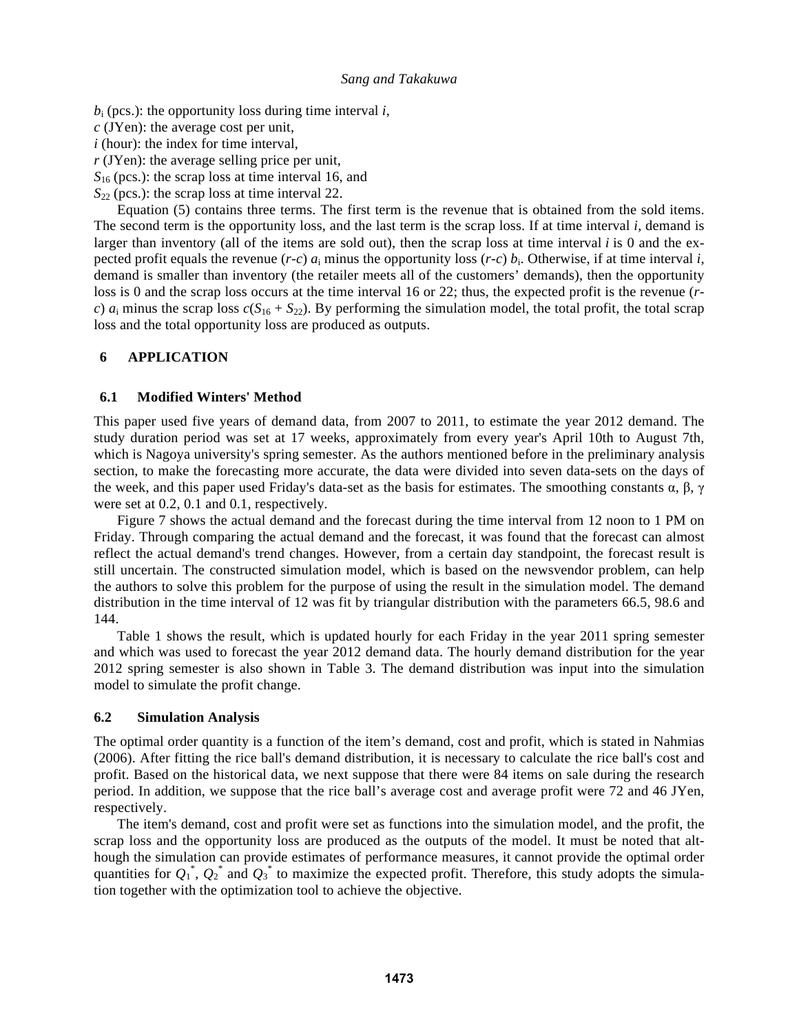$b_i$ (pcs.): the opportunity loss during time interval *i*,
*c* (JYen): the average cost per unit,
*i* (hour): the index for time interval,
*r* (JYen): the average selling price per unit,
$S_{16}$ (pcs.): the scrap loss at time interval 16, and
$S_{22}$ (pcs.): the scrap loss at time interval 22.

Equation (5) contains three terms. The first term is the revenue that is obtained from the sold items. The second term is the opportunity loss, and the last term is the scrap loss. If at time interval *i*, demand is larger than inventory (all of the items are sold out), then the scrap loss at time interval *i* is 0 and the expected profit equals the revenue $(r\text{-}c)\ a_i$ minus the opportunity loss $(r\text{-}c)\ b_i$. Otherwise, if at time interval *i*, demand is smaller than inventory (the retailer meets all of the customers' demands), then the opportunity loss is 0 and the scrap loss occurs at the time interval 16 or 22; thus, the expected profit is the revenue $(r\text{-}c)\ a_i$ minus the scrap loss $c(S_{16} + S_{22})$. By performing the simulation model, the total profit, the total scrap loss and the total opportunity loss are produced as outputs.

## 6 APPLICATION

### 6.1 Modified Winters' Method

This paper used five years of demand data, from 2007 to 2011, to estimate the year 2012 demand. The study duration period was set at 17 weeks, approximately from every year's April 10th to August 7th, which is Nagoya university's spring semester. As the authors mentioned before in the preliminary analysis section, to make the forecasting more accurate, the data were divided into seven data-sets on the days of the week, and this paper used Friday's data-set as the basis for estimates. The smoothing constants α, β, γ were set at 0.2, 0.1 and 0.1, respectively.

Figure 7 shows the actual demand and the forecast during the time interval from 12 noon to 1 PM on Friday. Through comparing the actual demand and the forecast, it was found that the forecast can almost reflect the actual demand's trend changes. However, from a certain day standpoint, the forecast result is still uncertain. The constructed simulation model, which is based on the newsvendor problem, can help the authors to solve this problem for the purpose of using the result in the simulation model. The demand distribution in the time interval of 12 was fit by triangular distribution with the parameters 66.5, 98.6 and 144.

Table 1 shows the result, which is updated hourly for each Friday in the year 2011 spring semester and which was used to forecast the year 2012 demand data. The hourly demand distribution for the year 2012 spring semester is also shown in Table 3. The demand distribution was input into the simulation model to simulate the profit change.

### 6.2 Simulation Analysis

The optimal order quantity is a function of the item's demand, cost and profit, which is stated in Nahmias (2006). After fitting the rice ball's demand distribution, it is necessary to calculate the rice ball's cost and profit. Based on the historical data, we next suppose that there were 84 items on sale during the research period. In addition, we suppose that the rice ball's average cost and average profit were 72 and 46 JYen, respectively.

The item's demand, cost and profit were set as functions into the simulation model, and the profit, the scrap loss and the opportunity loss are produced as the outputs of the model. It must be noted that although the simulation can provide estimates of performance measures, it cannot provide the optimal order quantities for $Q_1^*$, $Q_2^*$ and $Q_3^*$ to maximize the expected profit. Therefore, this study adopts the simulation together with the optimization tool to achieve the objective.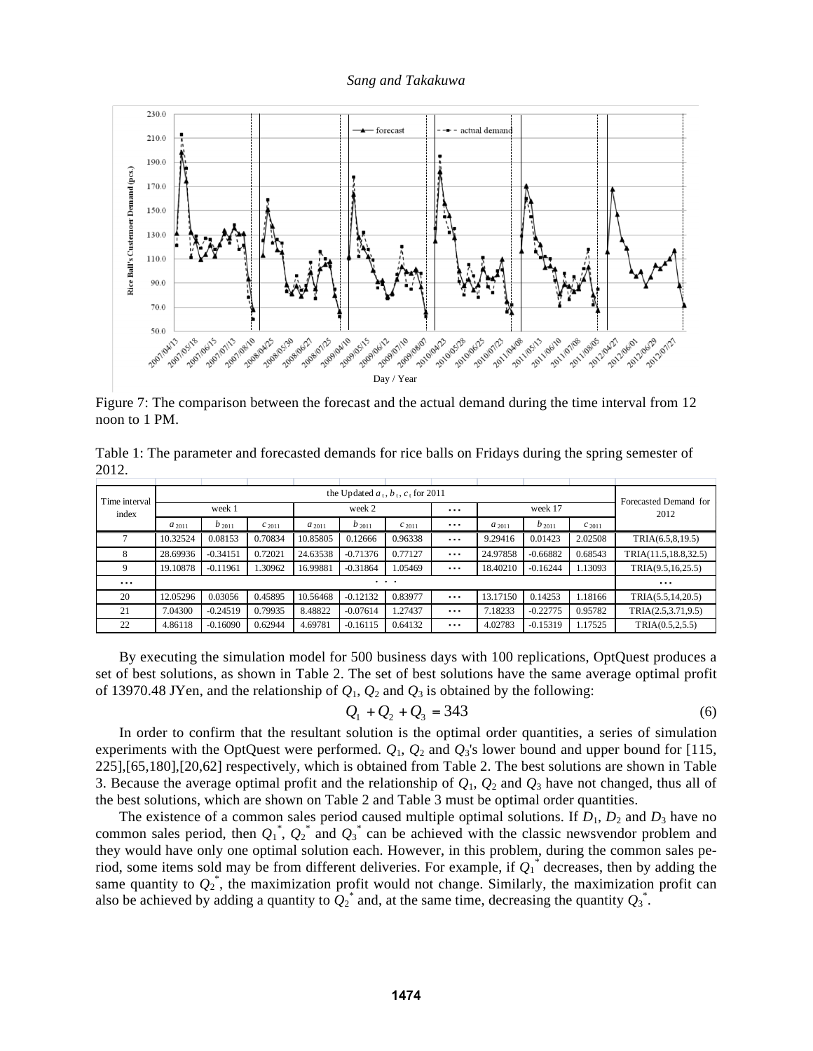Figure 7: The comparison between the forecast and the actual demand during the time interval from 12 noon to 1 PM.

Table 1: The parameter and forecasted demands for rice balls on Fridays during the spring semester of 2012.

| Time interval index | the Updated $a_t$, $b_t$, $c_t$ for 2011 | | | | | | | | | | Forecasted Demand for 2012 |
|---|---|---|---|---|---|---|---|---|---|---|---|
| | week 1 | | | week 2 | | | ··· | week 17 | | | |
| | $a_{2011}$ | $b_{2011}$ | $c_{2011}$ | $a_{2011}$ | $b_{2011}$ | $c_{2011}$ | ··· | $a_{2011}$ | $b_{2011}$ | $c_{2011}$ | |
| 7 | 10.32524 | 0.08153 | 0.70834 | 10.85805 | 0.12666 | 0.96338 | ··· | 9.29416 | 0.01423 | 2.02508 | TRIA(6.5,8,19.5) |
| 8 | 28.69936 | -0.34151 | 0.72021 | 24.63538 | -0.71376 | 0.77127 | ··· | 24.97858 | -0.66882 | 0.68543 | TRIA(11.5,18.8,32.5) |
| 9 | 19.10878 | -0.11961 | 1.30962 | 16.99881 | -0.31864 | 1.05469 | ··· | 18.40210 | -0.16244 | 1.13093 | TRIA(9.5,16,25.5) |
| ··· | · · · | | | | | | | | | | ··· |
| 20 | 12.05296 | 0.03056 | 0.45895 | 10.56468 | -0.12132 | 0.83977 | ··· | 13.17150 | 0.14253 | 1.18166 | TRIA(5.5,14,20.5) |
| 21 | 7.04300 | -0.24519 | 0.79935 | 8.48822 | -0.07614 | 1.27437 | ··· | 7.18233 | -0.22775 | 0.95782 | TRIA(2.5,3.71,9.5) |
| 22 | 4.86118 | -0.16090 | 0.62944 | 4.69781 | -0.16115 | 0.64132 | ··· | 4.02783 | -0.15319 | 1.17525 | TRIA(0.5,2,5.5) |

By executing the simulation model for 500 business days with 100 replications, OptQuest produces a set of best solutions, as shown in Table 2. The set of best solutions have the same average optimal profit of 13970.48 JYen, and the relationship of $Q_1$, $Q_2$ and $Q_3$ is obtained by the following:

$$Q_1 + Q_2 + Q_3 = 343 \tag{6}$$

In order to confirm that the resultant solution is the optimal order quantities, a series of simulation experiments with the OptQuest were performed. $Q_1$, $Q_2$ and $Q_3$'s lower bound and upper bound for [115, 225],[65,180],[20,62] respectively, which is obtained from Table 2. The best solutions are shown in Table 3. Because the average optimal profit and the relationship of $Q_1$, $Q_2$ and $Q_3$ have not changed, thus all of the best solutions, which are shown on Table 2 and Table 3 must be optimal order quantities.

The existence of a common sales period caused multiple optimal solutions. If $D_1$, $D_2$ and $D_3$ have no common sales period, then $Q_1^*$, $Q_2^*$ and $Q_3^*$ can be achieved with the classic newsvendor problem and they would have only one optimal solution each. However, in this problem, during the common sales period, some items sold may be from different deliveries. For example, if $Q_1^*$ decreases, then by adding the same quantity to $Q_2^*$, the maximization profit would not change. Similarly, the maximization profit can also be achieved by adding a quantity to $Q_2^*$ and, at the same time, decreasing the quantity $Q_3^*$.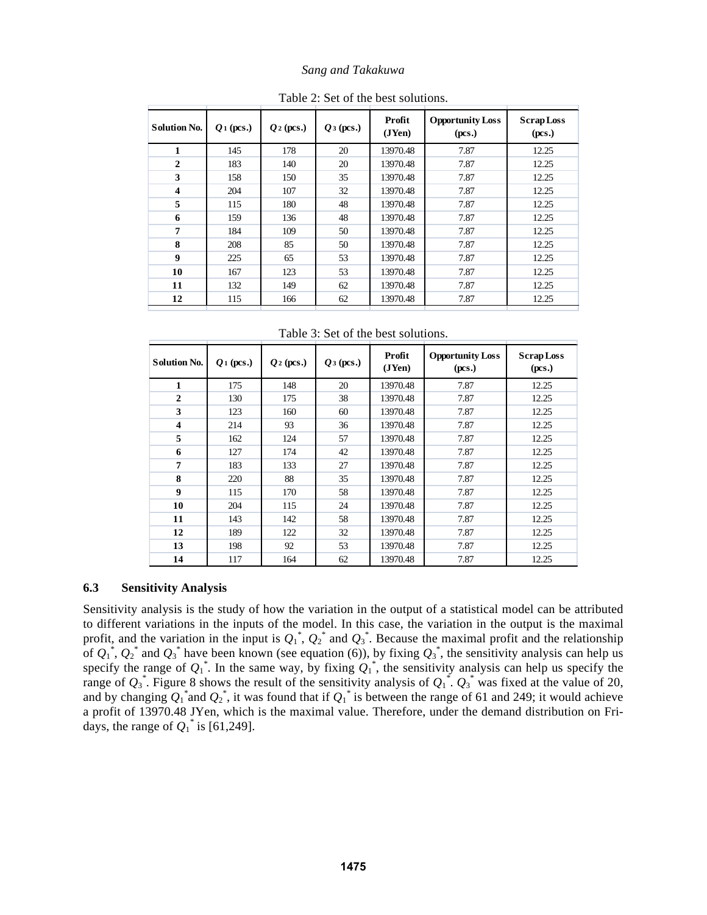Table 2: Set of the best solutions.

| Solution No. | $Q_1$ (pcs.) | $Q_2$ (pcs.) | $Q_3$ (pcs.) | Profit (JYen) | Opportunity Loss (pcs.) | Scrap Loss (pcs.) |
|---|---|---|---|---|---|---|
| 1 | 145 | 178 | 20 | 13970.48 | 7.87 | 12.25 |
| 2 | 183 | 140 | 20 | 13970.48 | 7.87 | 12.25 |
| 3 | 158 | 150 | 35 | 13970.48 | 7.87 | 12.25 |
| 4 | 204 | 107 | 32 | 13970.48 | 7.87 | 12.25 |
| 5 | 115 | 180 | 48 | 13970.48 | 7.87 | 12.25 |
| 6 | 159 | 136 | 48 | 13970.48 | 7.87 | 12.25 |
| 7 | 184 | 109 | 50 | 13970.48 | 7.87 | 12.25 |
| 8 | 208 | 85 | 50 | 13970.48 | 7.87 | 12.25 |
| 9 | 225 | 65 | 53 | 13970.48 | 7.87 | 12.25 |
| 10 | 167 | 123 | 53 | 13970.48 | 7.87 | 12.25 |
| 11 | 132 | 149 | 62 | 13970.48 | 7.87 | 12.25 |
| 12 | 115 | 166 | 62 | 13970.48 | 7.87 | 12.25 |

Table 3: Set of the best solutions.

| Solution No. | $Q_1$ (pcs.) | $Q_2$ (pcs.) | $Q_3$ (pcs.) | Profit (JYen) | Opportunity Loss (pcs.) | Scrap Loss (pcs.) |
|---|---|---|---|---|---|---|
| 1 | 175 | 148 | 20 | 13970.48 | 7.87 | 12.25 |
| 2 | 130 | 175 | 38 | 13970.48 | 7.87 | 12.25 |
| 3 | 123 | 160 | 60 | 13970.48 | 7.87 | 12.25 |
| 4 | 214 | 93 | 36 | 13970.48 | 7.87 | 12.25 |
| 5 | 162 | 124 | 57 | 13970.48 | 7.87 | 12.25 |
| 6 | 127 | 174 | 42 | 13970.48 | 7.87 | 12.25 |
| 7 | 183 | 133 | 27 | 13970.48 | 7.87 | 12.25 |
| 8 | 220 | 88 | 35 | 13970.48 | 7.87 | 12.25 |
| 9 | 115 | 170 | 58 | 13970.48 | 7.87 | 12.25 |
| 10 | 204 | 115 | 24 | 13970.48 | 7.87 | 12.25 |
| 11 | 143 | 142 | 58 | 13970.48 | 7.87 | 12.25 |
| 12 | 189 | 122 | 32 | 13970.48 | 7.87 | 12.25 |
| 13 | 198 | 92 | 53 | 13970.48 | 7.87 | 12.25 |
| 14 | 117 | 164 | 62 | 13970.48 | 7.87 | 12.25 |

### 6.3 Sensitivity Analysis

Sensitivity analysis is the study of how the variation in the output of a statistical model can be attributed to different variations in the inputs of the model. In this case, the variation in the output is the maximal profit, and the variation in the input is $Q_1^*$, $Q_2^*$ and $Q_3^*$. Because the maximal profit and the relationship of $Q_1^*$, $Q_2^*$ and $Q_3^*$ have been known (see equation (6)), by fixing $Q_3^*$, the sensitivity analysis can help us specify the range of $Q_1^*$. In the same way, by fixing $Q_1^*$, the sensitivity analysis can help us specify the range of $Q_3^*$. Figure 8 shows the result of the sensitivity analysis of $Q_1^*$. $Q_3^*$ was fixed at the value of 20, and by changing $Q_1^*$and $Q_2^*$, it was found that if $Q_1^*$ is between the range of 61 and 249; it would achieve a profit of 13970.48 JYen, which is the maximal value. Therefore, under the demand distribution on Fridays, the range of $Q_1^*$ is [61,249].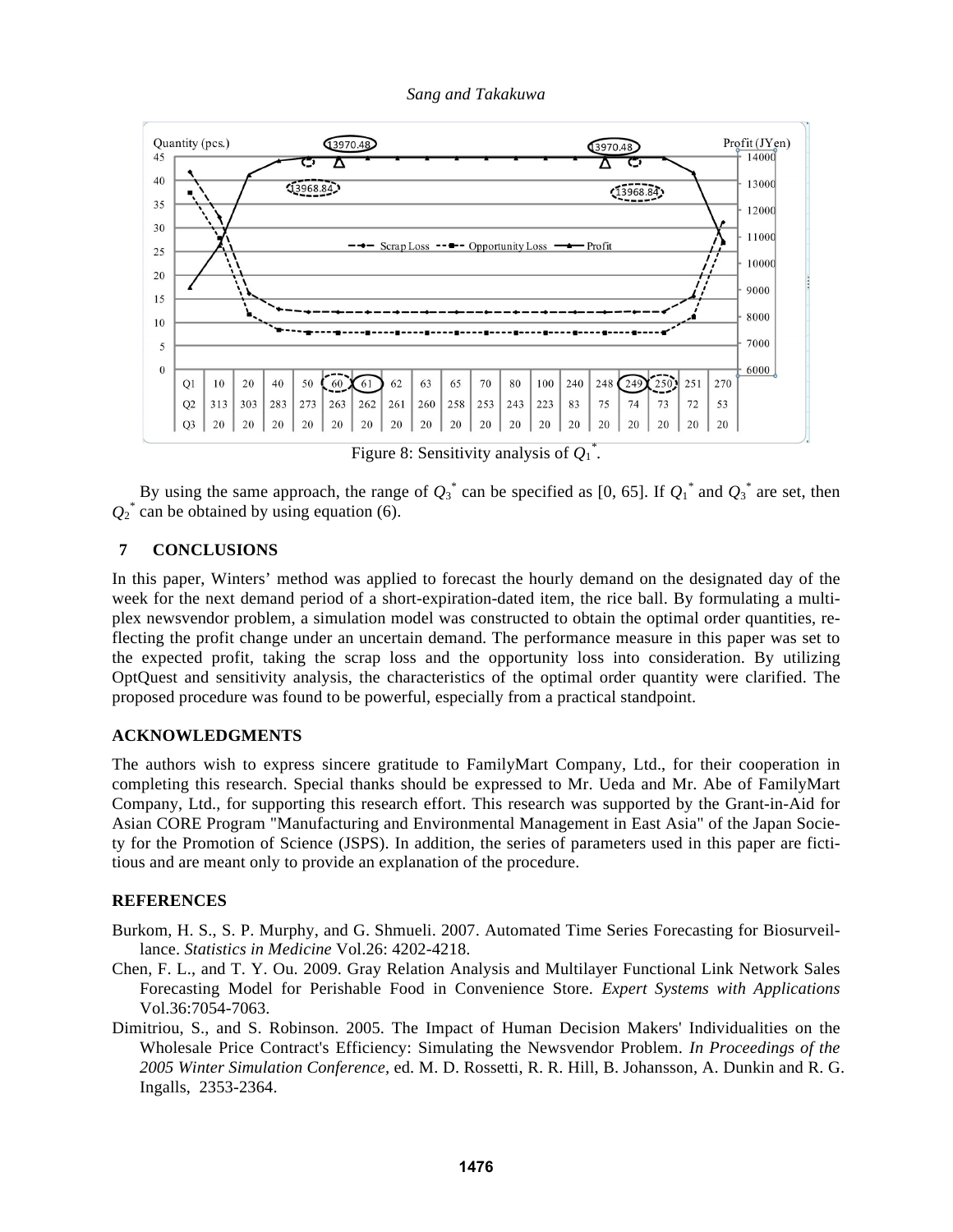Figure 8: Sensitivity analysis of $Q_1^*$.

By using the same approach, the range of $Q_3^*$ can be specified as [0, 65]. If $Q_1^*$ and $Q_3^*$ are set, then $Q_2^*$ can be obtained by using equation (6).

## 7 CONCLUSIONS

In this paper, Winters' method was applied to forecast the hourly demand on the designated day of the week for the next demand period of a short-expiration-dated item, the rice ball. By formulating a multiplex newsvendor problem, a simulation model was constructed to obtain the optimal order quantities, reflecting the profit change under an uncertain demand. The performance measure in this paper was set to the expected profit, taking the scrap loss and the opportunity loss into consideration. By utilizing OptQuest and sensitivity analysis, the characteristics of the optimal order quantity were clarified. The proposed procedure was found to be powerful, especially from a practical standpoint.

## ACKNOWLEDGMENTS

The authors wish to express sincere gratitude to FamilyMart Company, Ltd., for their cooperation in completing this research. Special thanks should be expressed to Mr. Ueda and Mr. Abe of FamilyMart Company, Ltd., for supporting this research effort. This research was supported by the Grant-in-Aid for Asian CORE Program "Manufacturing and Environmental Management in East Asia" of the Japan Society for the Promotion of Science (JSPS). In addition, the series of parameters used in this paper are fictitious and are meant only to provide an explanation of the procedure.

## REFERENCES

Burkom, H. S., S. P. Murphy, and G. Shmueli. 2007. Automated Time Series Forecasting for Biosurveillance. *Statistics in Medicine* Vol.26: 4202-4218.

Chen, F. L., and T. Y. Ou. 2009. Gray Relation Analysis and Multilayer Functional Link Network Sales Forecasting Model for Perishable Food in Convenience Store. *Expert Systems with Applications* Vol.36:7054-7063.

Dimitriou, S., and S. Robinson. 2005. The Impact of Human Decision Makers' Individualities on the Wholesale Price Contract's Efficiency: Simulating the Newsvendor Problem. *In Proceedings of the 2005 Winter Simulation Conference,* ed. M. D. Rossetti, R. R. Hill, B. Johansson, A. Dunkin and R. G. Ingalls, 2353-2364.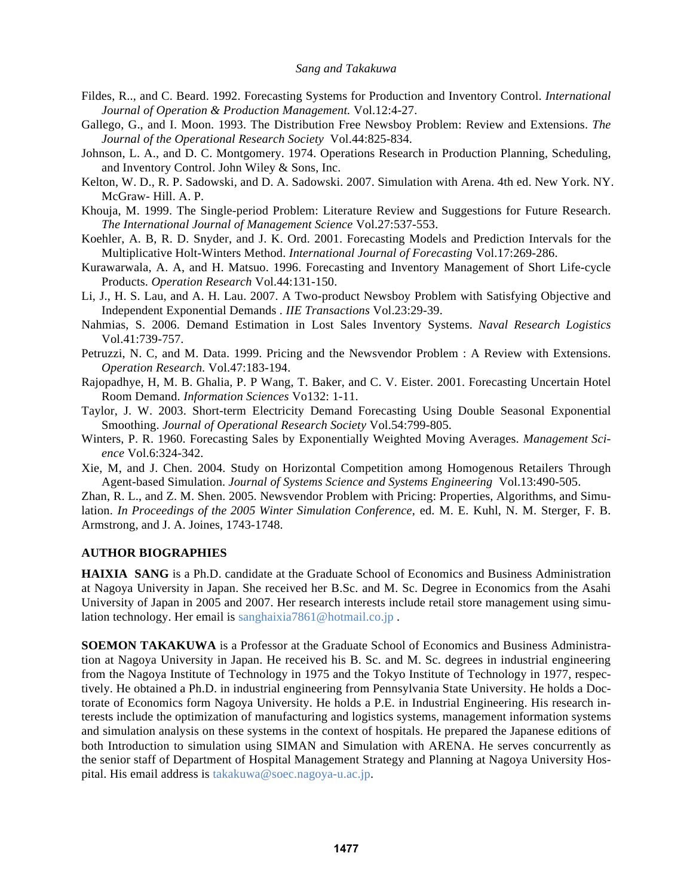Fildes, R.., and C. Beard. 1992. Forecasting Systems for Production and Inventory Control. *International Journal of Operation & Production Management.* Vol.12:4-27.

Gallego, G., and I. Moon. 1993. The Distribution Free Newsboy Problem: Review and Extensions. *The Journal of the Operational Research Society* Vol.44:825-834.

Johnson, L. A., and D. C. Montgomery. 1974. Operations Research in Production Planning, Scheduling, and Inventory Control. John Wiley & Sons, Inc.

Kelton, W. D., R. P. Sadowski, and D. A. Sadowski. 2007. Simulation with Arena. 4th ed. New York. NY. McGraw- Hill. A. P.

Khouja, M. 1999. The Single-period Problem: Literature Review and Suggestions for Future Research. *The International Journal of Management Science* Vol.27:537-553.

Koehler, A. B, R. D. Snyder, and J. K. Ord. 2001. Forecasting Models and Prediction Intervals for the Multiplicative Holt-Winters Method. *International Journal of Forecasting* Vol.17:269-286.

Kurawarwala, A. A, and H. Matsuo. 1996. Forecasting and Inventory Management of Short Life-cycle Products. *Operation Research* Vol.44:131-150.

Li, J., H. S. Lau, and A. H. Lau. 2007. A Two-product Newsboy Problem with Satisfying Objective and Independent Exponential Demands . *IIE Transactions* Vol.23:29-39.

Nahmias, S. 2006. Demand Estimation in Lost Sales Inventory Systems. *Naval Research Logistics* Vol.41:739-757.

Petruzzi, N. C, and M. Data. 1999. Pricing and the Newsvendor Problem : A Review with Extensions. *Operation Research.* Vol.47:183-194.

Rajopadhye, H, M. B. Ghalia, P. P Wang, T. Baker, and C. V. Eister. 2001. Forecasting Uncertain Hotel Room Demand. *Information Sciences* Vo132: 1-11.

Taylor, J. W. 2003. Short-term Electricity Demand Forecasting Using Double Seasonal Exponential Smoothing. *Journal of Operational Research Society* Vol.54:799-805.

Winters, P. R. 1960. Forecasting Sales by Exponentially Weighted Moving Averages. *Management Science* Vol.6:324-342.

Xie, M, and J. Chen. 2004. Study on Horizontal Competition among Homogenous Retailers Through Agent-based Simulation. *Journal of Systems Science and Systems Engineering* Vol.13:490-505.

Zhan, R. L., and Z. M. Shen. 2005. Newsvendor Problem with Pricing: Properties, Algorithms, and Simulation. *In Proceedings of the 2005 Winter Simulation Conference*, ed. M. E. Kuhl, N. M. Sterger, F. B. Armstrong, and J. A. Joines, 1743-1748.

## AUTHOR BIOGRAPHIES

**HAIXIA SANG** is a Ph.D. candidate at the Graduate School of Economics and Business Administration at Nagoya University in Japan. She received her B.Sc. and M. Sc. Degree in Economics from the Asahi University of Japan in 2005 and 2007. Her research interests include retail store management using simulation technology. Her email is sanghaixia7861@hotmail.co.jp .

**SOEMON TAKAKUWA** is a Professor at the Graduate School of Economics and Business Administration at Nagoya University in Japan. He received his B. Sc. and M. Sc. degrees in industrial engineering from the Nagoya Institute of Technology in 1975 and the Tokyo Institute of Technology in 1977, respectively. He obtained a Ph.D. in industrial engineering from Pennsylvania State University. He holds a Doctorate of Economics form Nagoya University. He holds a P.E. in Industrial Engineering. His research interests include the optimization of manufacturing and logistics systems, management information systems and simulation analysis on these systems in the context of hospitals. He prepared the Japanese editions of both Introduction to simulation using SIMAN and Simulation with ARENA. He serves concurrently as the senior staff of Department of Hospital Management Strategy and Planning at Nagoya University Hospital. His email address is takakuwa@soec.nagoya-u.ac.jp.